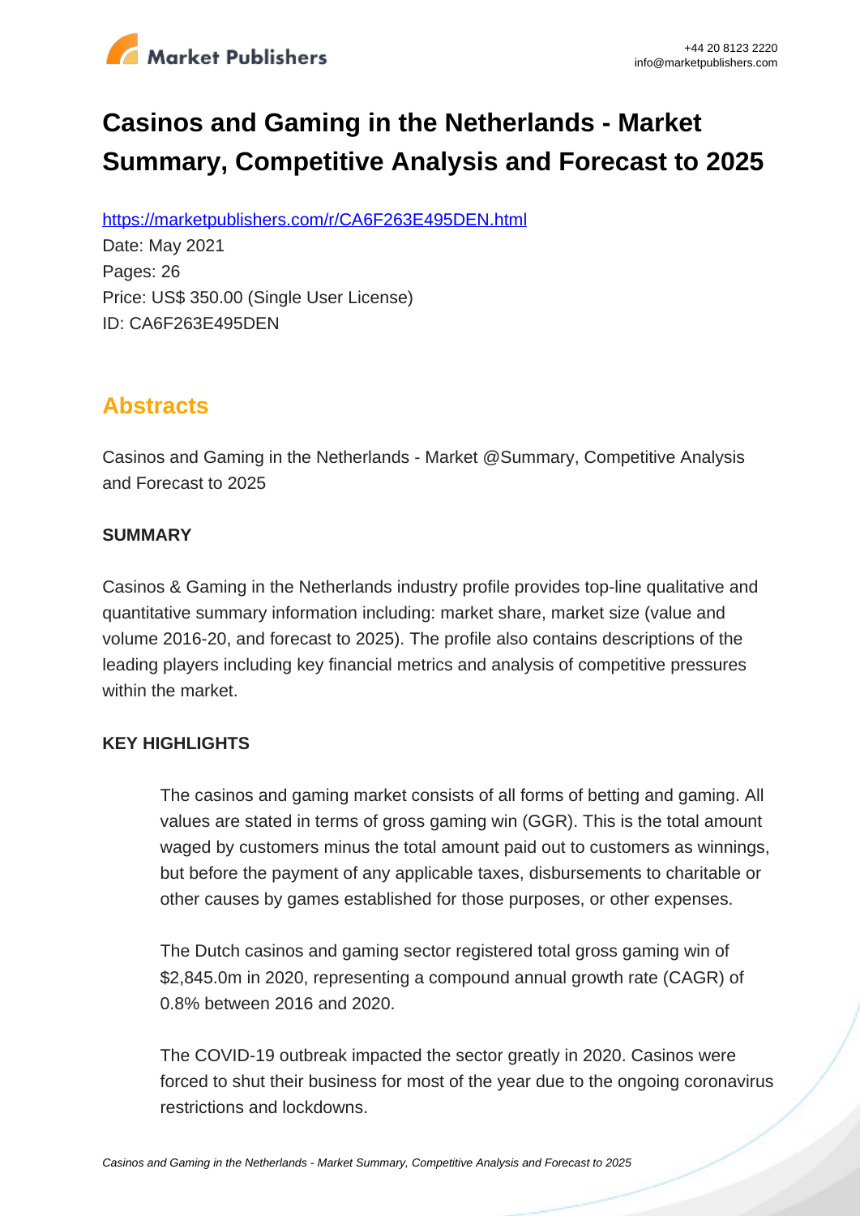# Casinos and Gaming in the Netherlands - Market Summary, Competitive Analysis and Forecast to 2025

https://marketpublishers.com/r/CA6F263E495DEN.html

Date: May 2021

Pages: 26

Price: US$ 350.00 (Single User License)

ID: CA6F263E495DEN

## Abstracts

Casinos and Gaming in the Netherlands - Market @Summary, Competitive Analysis and Forecast to 2025

**SUMMARY**

Casinos & Gaming in the Netherlands industry profile provides top-line qualitative and quantitative summary information including: market share, market size (value and volume 2016-20, and forecast to 2025). The profile also contains descriptions of the leading players including key financial metrics and analysis of competitive pressures within the market.

**KEY HIGHLIGHTS**

The casinos and gaming market consists of all forms of betting and gaming. All values are stated in terms of gross gaming win (GGR). This is the total amount waged by customers minus the total amount paid out to customers as winnings, but before the payment of any applicable taxes, disbursements to charitable or other causes by games established for those purposes, or other expenses.

The Dutch casinos and gaming sector registered total gross gaming win of $2,845.0m in 2020, representing a compound annual growth rate (CAGR) of 0.8% between 2016 and 2020.

The COVID-19 outbreak impacted the sector greatly in 2020. Casinos were forced to shut their business for most of the year due to the ongoing coronavirus restrictions and lockdowns.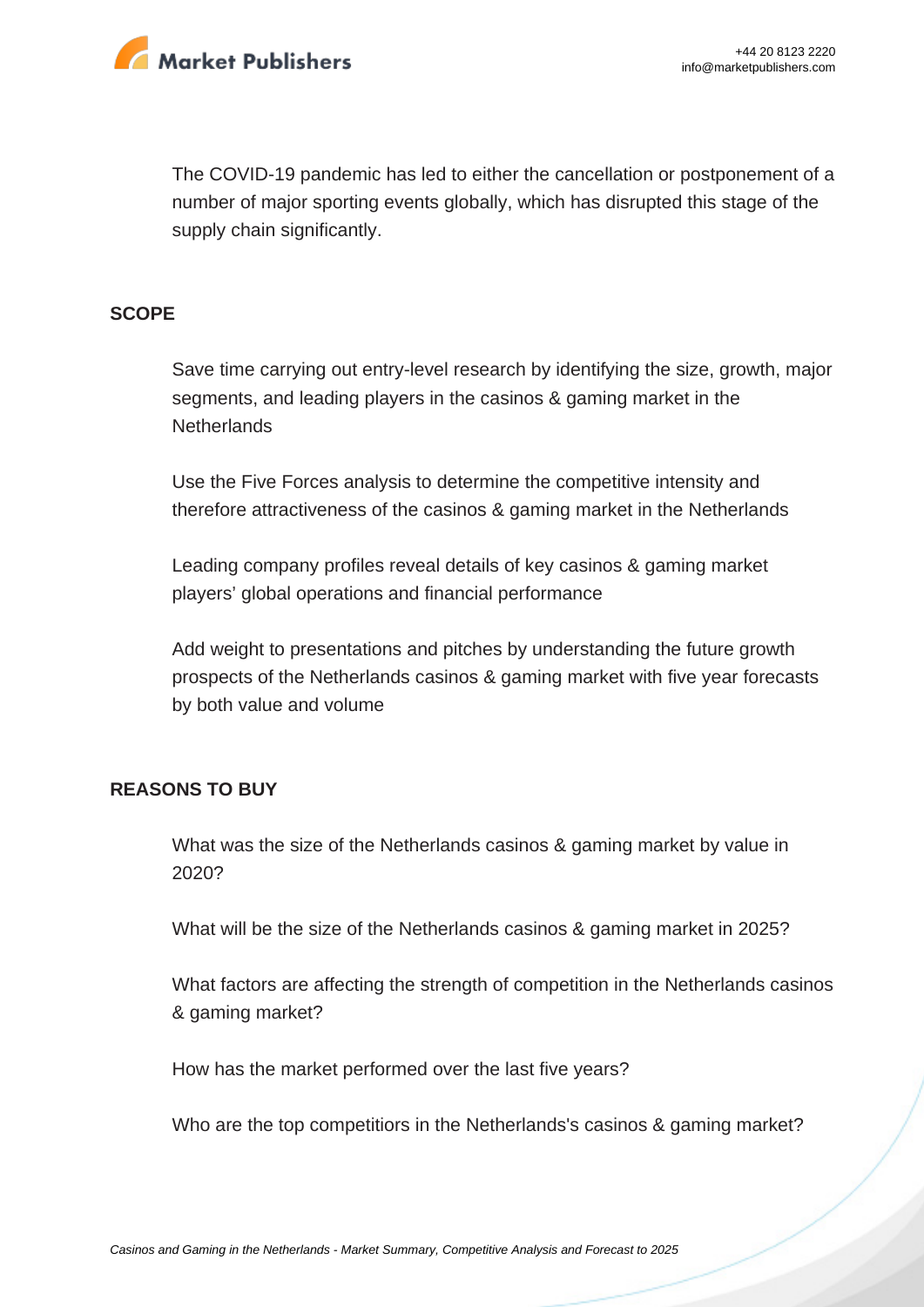The COVID-19 pandemic has led to either the cancellation or postponement of a number of major sporting events globally, which has disrupted this stage of the supply chain significantly.

## SCOPE

Save time carrying out entry-level research by identifying the size, growth, major segments, and leading players in the casinos & gaming market in the Netherlands

Use the Five Forces analysis to determine the competitive intensity and therefore attractiveness of the casinos & gaming market in the Netherlands

Leading company profiles reveal details of key casinos & gaming market players' global operations and financial performance

Add weight to presentations and pitches by understanding the future growth prospects of the Netherlands casinos & gaming market with five year forecasts by both value and volume

## REASONS TO BUY

What was the size of the Netherlands casinos & gaming market by value in 2020?

What will be the size of the Netherlands casinos & gaming market in 2025?

What factors are affecting the strength of competition in the Netherlands casinos & gaming market?

How has the market performed over the last five years?

Who are the top competitiors in the Netherlands's casinos & gaming market?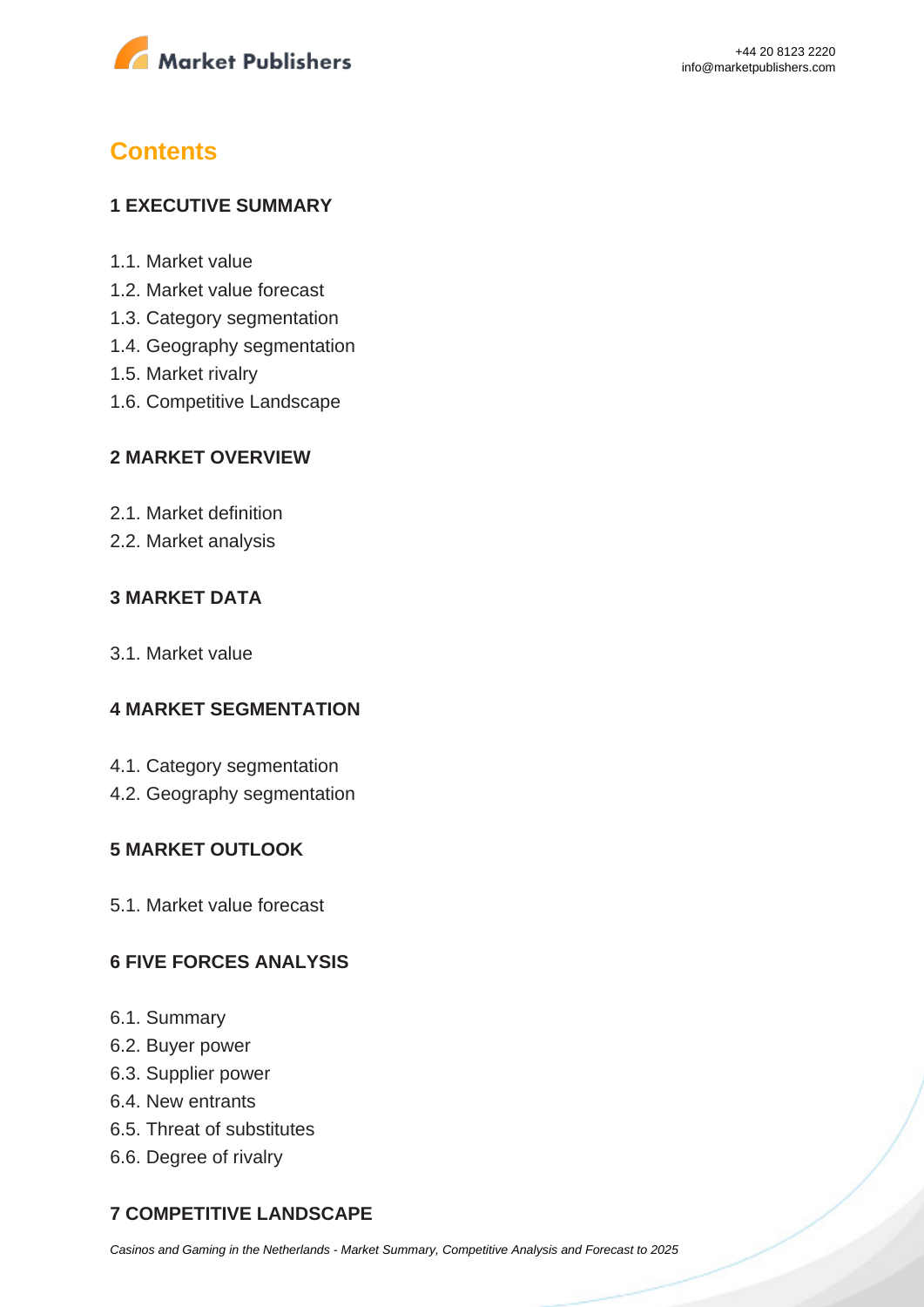## Contents

### 1 EXECUTIVE SUMMARY

1.1. Market value
1.2. Market value forecast
1.3. Category segmentation
1.4. Geography segmentation
1.5. Market rivalry
1.6. Competitive Landscape

### 2 MARKET OVERVIEW

2.1. Market definition
2.2. Market analysis

### 3 MARKET DATA

3.1. Market value

### 4 MARKET SEGMENTATION

4.1. Category segmentation
4.2. Geography segmentation

### 5 MARKET OUTLOOK

5.1. Market value forecast

### 6 FIVE FORCES ANALYSIS

6.1. Summary
6.2. Buyer power
6.3. Supplier power
6.4. New entrants
6.5. Threat of substitutes
6.6. Degree of rivalry

### 7 COMPETITIVE LANDSCAPE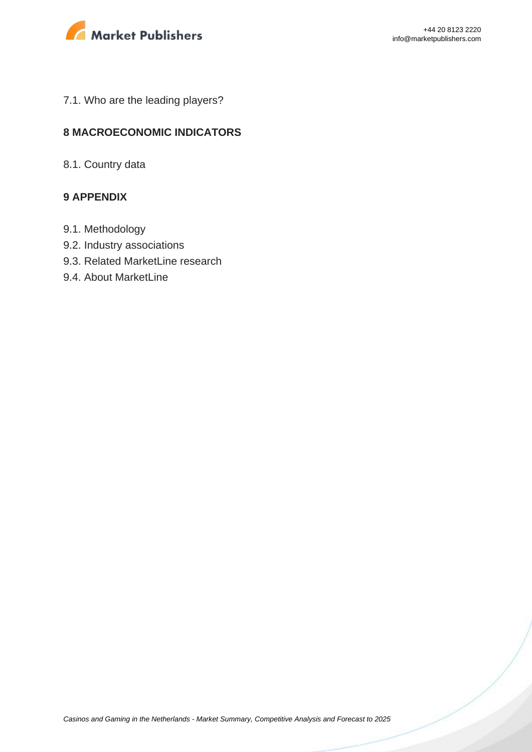7.1. Who are the leading players?

## 8 MACROECONOMIC INDICATORS

8.1. Country data

## 9 APPENDIX

9.1. Methodology
9.2. Industry associations
9.3. Related MarketLine research
9.4. About MarketLine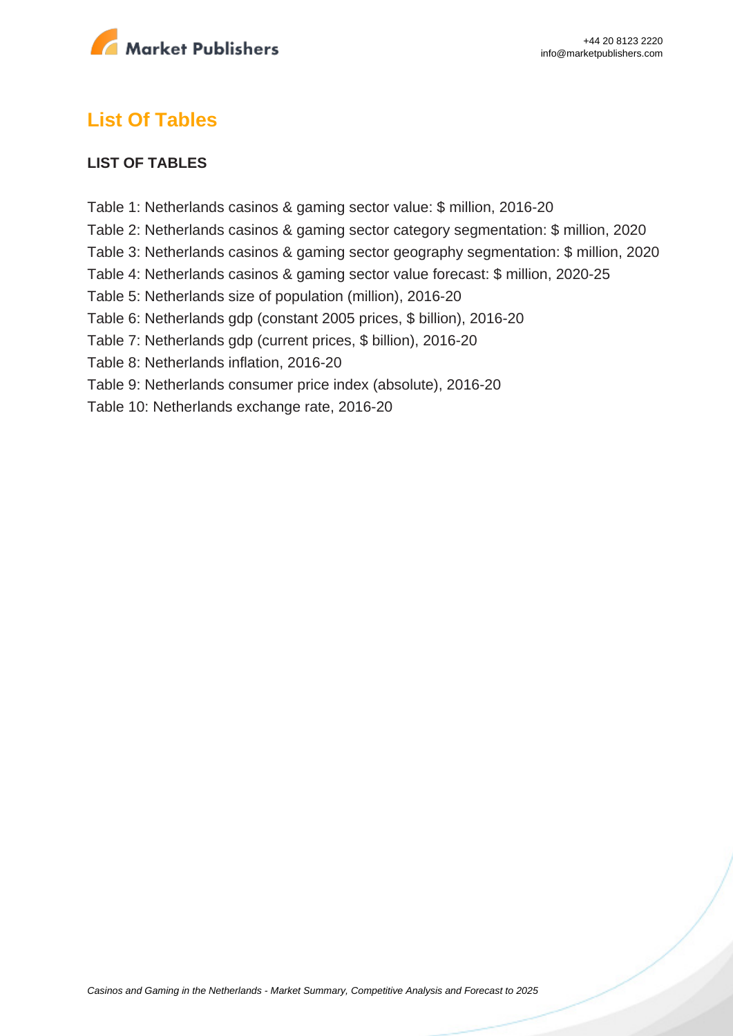## List Of Tables

**LIST OF TABLES**

Table 1: Netherlands casinos & gaming sector value: $ million, 2016-20
Table 2: Netherlands casinos & gaming sector category segmentation: $ million, 2020
Table 3: Netherlands casinos & gaming sector geography segmentation: $ million, 2020
Table 4: Netherlands casinos & gaming sector value forecast: $ million, 2020-25
Table 5: Netherlands size of population (million), 2016-20
Table 6: Netherlands gdp (constant 2005 prices, $ billion), 2016-20
Table 7: Netherlands gdp (current prices, $ billion), 2016-20
Table 8: Netherlands inflation, 2016-20
Table 9: Netherlands consumer price index (absolute), 2016-20
Table 10: Netherlands exchange rate, 2016-20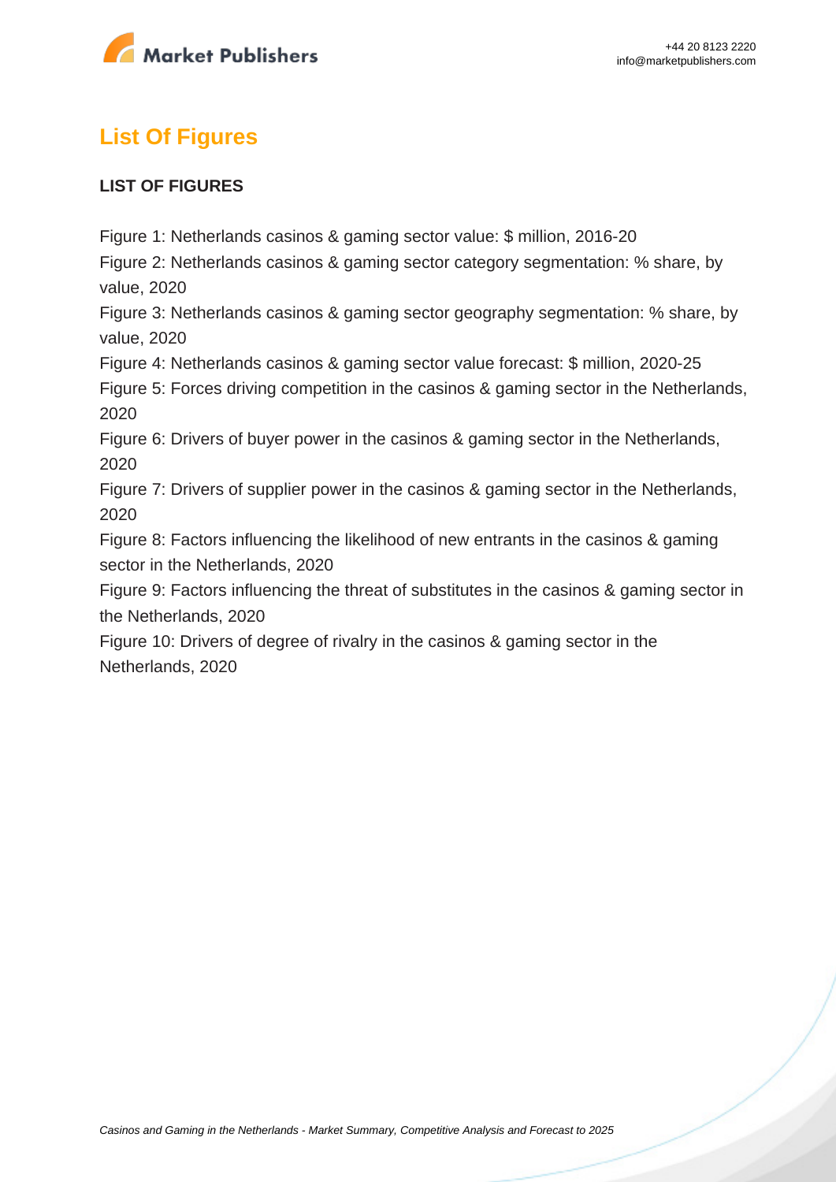## List Of Figures

**LIST OF FIGURES**

Figure 1: Netherlands casinos & gaming sector value: $ million, 2016-20
Figure 2: Netherlands casinos & gaming sector category segmentation: % share, by value, 2020
Figure 3: Netherlands casinos & gaming sector geography segmentation: % share, by value, 2020
Figure 4: Netherlands casinos & gaming sector value forecast: $ million, 2020-25
Figure 5: Forces driving competition in the casinos & gaming sector in the Netherlands, 2020
Figure 6: Drivers of buyer power in the casinos & gaming sector in the Netherlands, 2020
Figure 7: Drivers of supplier power in the casinos & gaming sector in the Netherlands, 2020
Figure 8: Factors influencing the likelihood of new entrants in the casinos & gaming sector in the Netherlands, 2020
Figure 9: Factors influencing the threat of substitutes in the casinos & gaming sector in the Netherlands, 2020
Figure 10: Drivers of degree of rivalry in the casinos & gaming sector in the Netherlands, 2020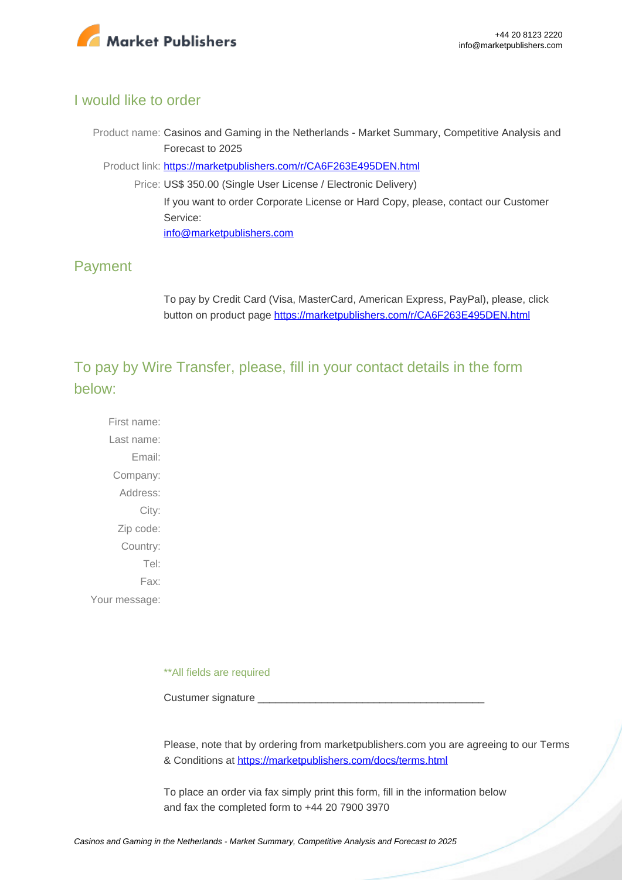## I would like to order

Product name: Casinos and Gaming in the Netherlands - Market Summary, Competitive Analysis and Forecast to 2025

Product link: https://marketpublishers.com/r/CA6F263E495DEN.html

Price: US$ 350.00 (Single User License / Electronic Delivery)

If you want to order Corporate License or Hard Copy, please, contact our Customer Service:

info@marketpublishers.com

## Payment

To pay by Credit Card (Visa, MasterCard, American Express, PayPal), please, click button on product page https://marketpublishers.com/r/CA6F263E495DEN.html

## To pay by Wire Transfer, please, fill in your contact details in the form below:

First name:

Last name:

Email:

Company:

Address:

City:

Zip code:

Country:

Tel:

Fax:

Your message:

**All fields are required

Custumer signature _______________________________________

Please, note that by ordering from marketpublishers.com you are agreeing to our Terms & Conditions at https://marketpublishers.com/docs/terms.html

To place an order via fax simply print this form, fill in the information below and fax the completed form to +44 20 7900 3970